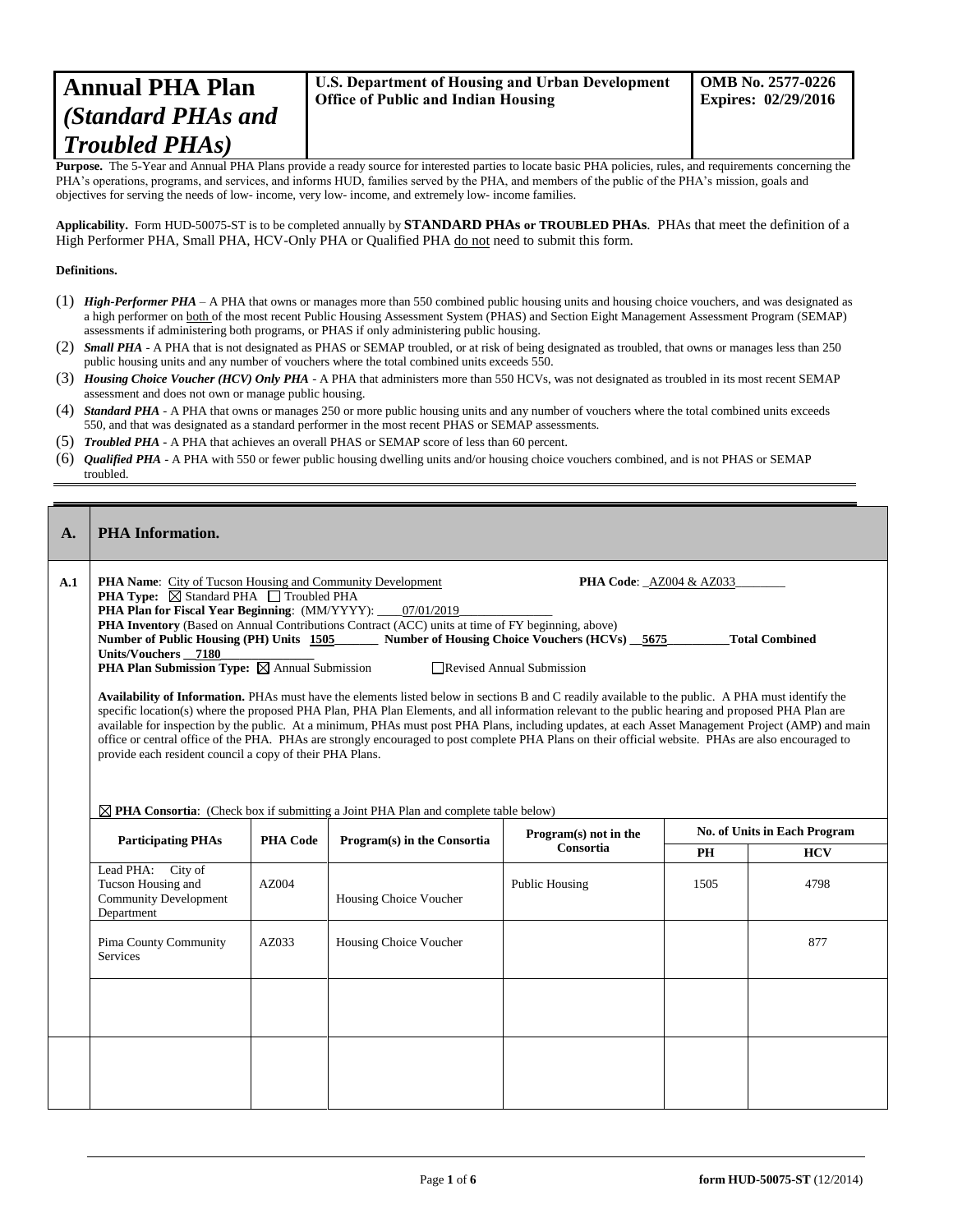# Annual PHA Plan *(Standard PHAs and Troubled PHAs)*

**U.S. Department of Housing and Urban Development**
**Office of Public and Indian Housing**

**OMB No. 2577-0226**
**Expires: 02/29/2016**

**Purpose.** The 5-Year and Annual PHA Plans provide a ready source for interested parties to locate basic PHA policies, rules, and requirements concerning the PHA's operations, programs, and services, and informs HUD, families served by the PHA, and members of the public of the PHA's mission, goals and objectives for serving the needs of low- income, very low- income, and extremely low- income families.

**Applicability.** Form HUD-50075-ST is to be completed annually by **STANDARD PHAs or TROUBLED PHAs**. PHAs that meet the definition of a High Performer PHA, Small PHA, HCV-Only PHA or Qualified PHA do not need to submit this form.

**Definitions.**

(1) ***High-Performer PHA*** – A PHA that owns or manages more than 550 combined public housing units and housing choice vouchers, and was designated as a high performer on both of the most recent Public Housing Assessment System (PHAS) and Section Eight Management Assessment Program (SEMAP) assessments if administering both programs, or PHAS if only administering public housing.
(2) ***Small PHA*** - A PHA that is not designated as PHAS or SEMAP troubled, or at risk of being designated as troubled, that owns or manages less than 250 public housing units and any number of vouchers where the total combined units exceeds 550.
(3) ***Housing Choice Voucher (HCV) Only PHA*** - A PHA that administers more than 550 HCVs, was not designated as troubled in its most recent SEMAP assessment and does not own or manage public housing.
(4) ***Standard PHA*** - A PHA that owns or manages 250 or more public housing units and any number of vouchers where the total combined units exceeds 550, and that was designated as a standard performer in the most recent PHAS or SEMAP assessments.
(5) ***Troubled PHA*** - A PHA that achieves an overall PHAS or SEMAP score of less than 60 percent.
(6) ***Qualified PHA*** - A PHA with 550 or fewer public housing dwelling units and/or housing choice vouchers combined, and is not PHAS or SEMAP troubled.

## A. PHA Information.

**A.1**

**PHA Name**: City of Tucson Housing and Community Development **PHA Code**: AZ004 & AZ033

**PHA Type:** ☒ Standard PHA ☐ Troubled PHA

**PHA Plan for Fiscal Year Beginning**: (MM/YYYY): 07/01/2019

**PHA Inventory** (Based on Annual Contributions Contract (ACC) units at time of FY beginning, above)

**Number of Public Housing (PH) Units** 1505 **Number of Housing Choice Vouchers (HCVs)** 5675 **Total Combined Units/Vouchers** 7180

**PHA Plan Submission Type:** ☒ Annual Submission ☐ Revised Annual Submission

**Availability of Information.** PHAs must have the elements listed below in sections B and C readily available to the public. A PHA must identify the specific location(s) where the proposed PHA Plan, PHA Plan Elements, and all information relevant to the public hearing and proposed PHA Plan are available for inspection by the public. At a minimum, PHAs must post PHA Plans, including updates, at each Asset Management Project (AMP) and main office or central office of the PHA. PHAs are strongly encouraged to post complete PHA Plans on their official website. PHAs are also encouraged to provide each resident council a copy of their PHA Plans.

☒ **PHA Consortia**: (Check box if submitting a Joint PHA Plan and complete table below)

| Participating PHAs | PHA Code | Program(s) in the Consortia | Program(s) not in the Consortia | No. of Units in Each Program | |
|---|---|---|---|---|---|
| | | | | PH | HCV |
| Lead PHA: City of Tucson Housing and Community Development Department | AZ004 | Housing Choice Voucher | Public Housing | 1505 | 4798 |
| Pima County Community Services | AZ033 | Housing Choice Voucher | | | 877 |
| | | | | | |
| | | | | | |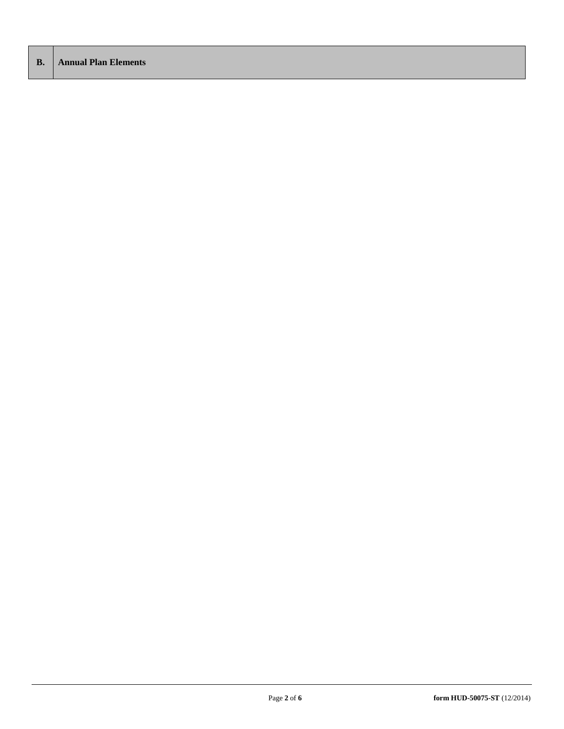| B. | Annual Plan Elements |
| --- | --- |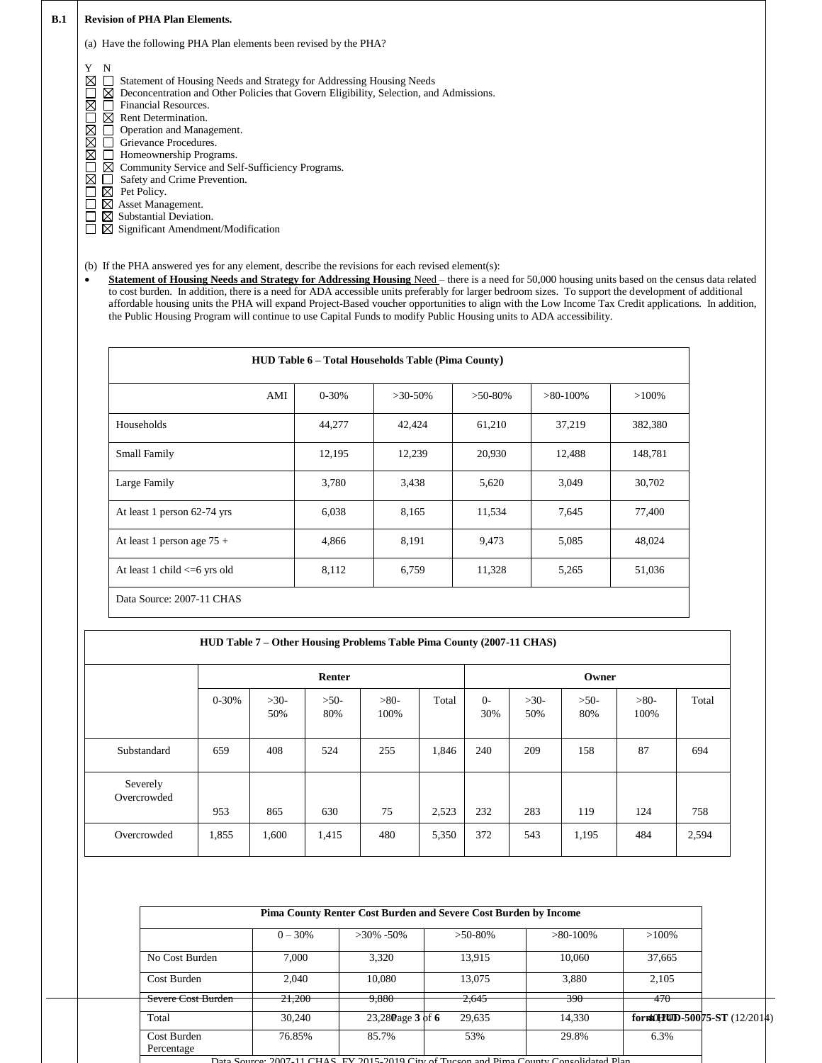**B.1 Revision of PHA Plan Elements.**

(a) Have the following PHA Plan elements been revised by the PHA?

| Y | N | Element |
|---|---|---|
| ☒ | ☐ | Statement of Housing Needs and Strategy for Addressing Housing Needs |
| ☐ | ☒ | Deconcentration and Other Policies that Govern Eligibility, Selection, and Admissions. |
| ☒ | ☐ | Financial Resources. |
| ☐ | ☒ | Rent Determination. |
| ☒ | ☐ | Operation and Management. |
| ☒ | ☐ | Grievance Procedures. |
| ☒ | ☐ | Homeownership Programs. |
| ☐ | ☒ | Community Service and Self-Sufficiency Programs. |
| ☒ | ☐ | Safety and Crime Prevention. |
| ☐ | ☒ | Pet Policy. |
| ☐ | ☒ | Asset Management. |
| ☐ | ☒ | Substantial Deviation. |
| ☐ | ☒ | Significant Amendment/Modification |

(b) If the PHA answered yes for any element, describe the revisions for each revised element(s):

- **Statement of Housing Needs and Strategy for Addressing Housing** Need – there is a need for 50,000 housing units based on the census data related to cost burden. In addition, there is a need for ADA accessible units preferably for larger bedroom sizes. To support the development of additional affordable housing units the PHA will expand Project-Based voucher opportunities to align with the Low Income Tax Credit applications. In addition, the Public Housing Program will continue to use Capital Funds to modify Public Housing units to ADA accessibility.

**HUD Table 6 – Total Households Table (Pima County)**

| AMI | 0-30% | >30-50% | >50-80% | >80-100% | >100% |
|---|---|---|---|---|---|
| Households | 44,277 | 42,424 | 61,210 | 37,219 | 382,380 |
| Small Family | 12,195 | 12,239 | 20,930 | 12,488 | 148,781 |
| Large Family | 3,780 | 3,438 | 5,620 | 3,049 | 30,702 |
| At least 1 person 62-74 yrs | 6,038 | 8,165 | 11,534 | 7,645 | 77,400 |
| At least 1 person age 75 + | 4,866 | 8,191 | 9,473 | 5,085 | 48,024 |
| At least 1 child <=6 yrs old | 8,112 | 6,759 | 11,328 | 5,265 | 51,036 |
| Data Source: 2007-11 CHAS | | | | | |

**HUD Table 7 – Other Housing Problems Table Pima County (2007-11 CHAS)**

| | Renter | | | | | Owner | | | | |
|---|---|---|---|---|---|---|---|---|---|---|
| | 0-30% | >30-50% | >50-80% | >80-100% | Total | 0-30% | >30-50% | >50-80% | >80-100% | Total |
| Substandard | 659 | 408 | 524 | 255 | 1,846 | 240 | 209 | 158 | 87 | 694 |
| Severely Overcrowded | 953 | 865 | 630 | 75 | 2,523 | 232 | 283 | 119 | 124 | 758 |
| Overcrowded | 1,855 | 1,600 | 1,415 | 480 | 5,350 | 372 | 543 | 1,195 | 484 | 2,594 |

**Pima County Renter Cost Burden and Severe Cost Burden by Income**

| | 0 – 30% | >30% -50% | >50-80% | >80-100% | >100% |
|---|---|---|---|---|---|
| No Cost Burden | 7,000 | 3,320 | 13,915 | 10,060 | 37,665 |
| Cost Burden | 2,040 | 10,080 | 13,075 | 3,880 | 2,105 |
| Severe Cost Burden | 21,200 | 9,880 | 2,645 | 390 | 470 |
| Total | 30,240 | 23,280 | 29,635 | 14,330 | 40,240 |
| Cost Burden Percentage | 76.85% | 85.7% | 53% | 29.8% | 6.3% |

Data Source: 2007-11 CHAS, FY 2015-2019 City of Tucson and Pima County Consolidated Plan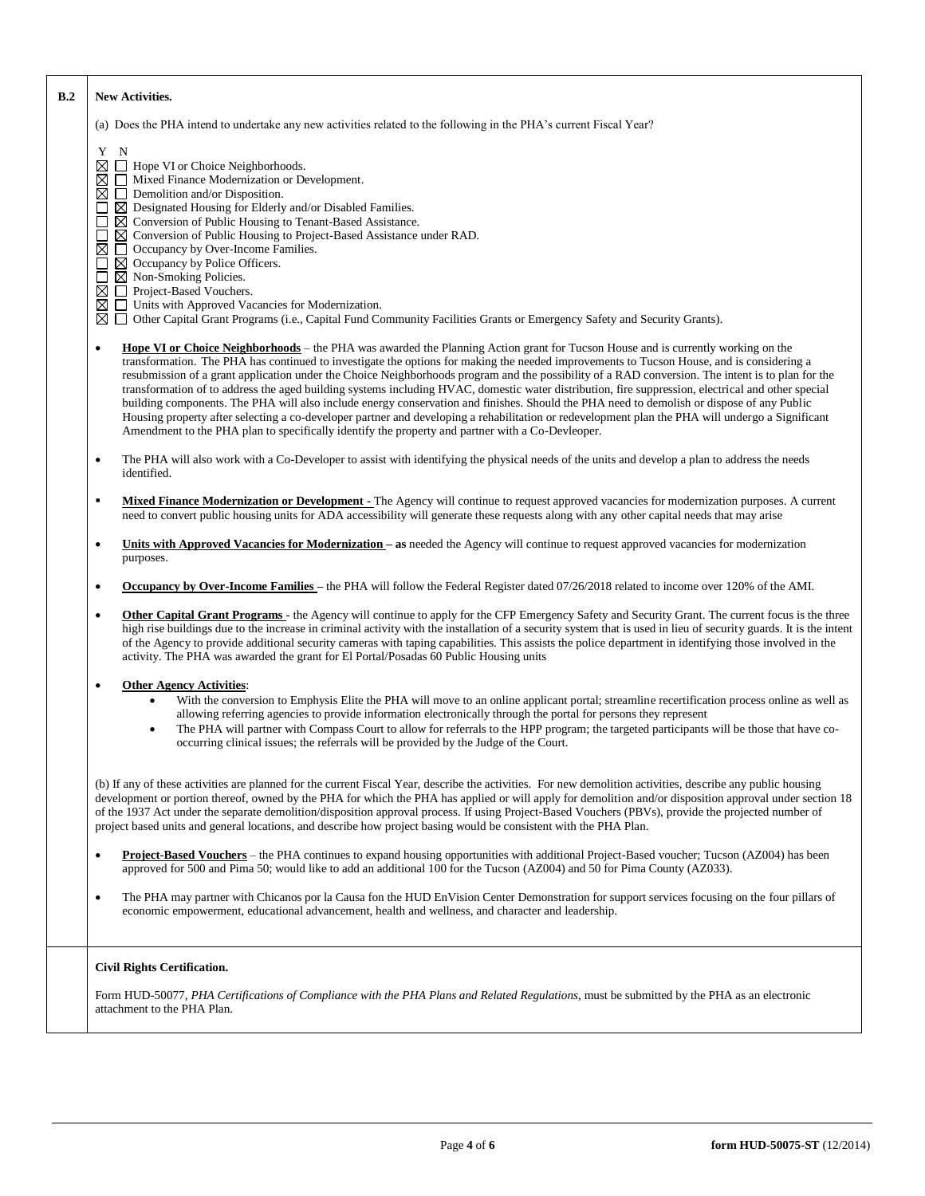**B.2** **New Activities.**

(a) Does the PHA intend to undertake any new activities related to the following in the PHA's current Fiscal Year?

| Y | N | |
|---|---|---|
| ☒ | ☐ | Hope VI or Choice Neighborhoods. |
| ☒ | ☐ | Mixed Finance Modernization or Development. |
| ☒ | ☐ | Demolition and/or Disposition. |
| ☐ | ☒ | Designated Housing for Elderly and/or Disabled Families. |
| ☐ | ☒ | Conversion of Public Housing to Tenant-Based Assistance. |
| ☐ | ☒ | Conversion of Public Housing to Project-Based Assistance under RAD. |
| ☒ | ☐ | Occupancy by Over-Income Families. |
| ☐ | ☒ | Occupancy by Police Officers. |
| ☐ | ☒ | Non-Smoking Policies. |
| ☒ | ☐ | Project-Based Vouchers. |
| ☒ | ☐ | Units with Approved Vacancies for Modernization. |
| ☒ | ☐ | Other Capital Grant Programs (i.e., Capital Fund Community Facilities Grants or Emergency Safety and Security Grants). |

- **Hope VI or Choice Neighborhoods** – the PHA was awarded the Planning Action grant for Tucson House and is currently working on the transformation. The PHA has continued to investigate the options for making the needed improvements to Tucson House, and is considering a resubmission of a grant application under the Choice Neighborhoods program and the possibility of a RAD conversion. The intent is to plan for the transformation of to address the aged building systems including HVAC, domestic water distribution, fire suppression, electrical and other special building components. The PHA will also include energy conservation and finishes. Should the PHA need to demolish or dispose of any Public Housing property after selecting a co-developer partner and developing a rehabilitation or redevelopment plan the PHA will undergo a Significant Amendment to the PHA plan to specifically identify the property and partner with a Co-Devleoper.

- The PHA will also work with a Co-Developer to assist with identifying the physical needs of the units and develop a plan to address the needs identified.

- **Mixed Finance Modernization or Development -** The Agency will continue to request approved vacancies for modernization purposes. A current need to convert public housing units for ADA accessibility will generate these requests along with any other capital needs that may arise

- **Units with Approved Vacancies for Modernization –** **as** needed the Agency will continue to request approved vacancies for modernization purposes.

- **Occupancy by Over-Income Families –** the PHA will follow the Federal Register dated 07/26/2018 related to income over 120% of the AMI.

- **Other Capital Grant Programs** - the Agency will continue to apply for the CFP Emergency Safety and Security Grant. The current focus is the three high rise buildings due to the increase in criminal activity with the installation of a security system that is used in lieu of security guards. It is the intent of the Agency to provide additional security cameras with taping capabilities. This assists the police department in identifying those involved in the activity. The PHA was awarded the grant for El Portal/Posadas 60 Public Housing units

- **Other Agency Activities**:
  - With the conversion to Emphysis Elite the PHA will move to an online applicant portal; streamline recertification process online as well as allowing referring agencies to provide information electronically through the portal for persons they represent
  - The PHA will partner with Compass Court to allow for referrals to the HPP program; the targeted participants will be those that have co-occurring clinical issues; the referrals will be provided by the Judge of the Court.

(b) If any of these activities are planned for the current Fiscal Year, describe the activities. For new demolition activities, describe any public housing development or portion thereof, owned by the PHA for which the PHA has applied or will apply for demolition and/or disposition approval under section 18 of the 1937 Act under the separate demolition/disposition approval process. If using Project-Based Vouchers (PBVs), provide the projected number of project based units and general locations, and describe how project basing would be consistent with the PHA Plan.

- **Project-Based Vouchers** – the PHA continues to expand housing opportunities with additional Project-Based voucher; Tucson (AZ004) has been approved for 500 and Pima 50; would like to add an additional 100 for the Tucson (AZ004) and 50 for Pima County (AZ033).

- The PHA may partner with Chicanos por la Causa fon the HUD EnVision Center Demonstration for support services focusing on the four pillars of economic empowerment, educational advancement, health and wellness, and character and leadership.

**Civil Rights Certification.**

Form HUD-50077, *PHA Certifications of Compliance with the PHA Plans and Related Regulations*, must be submitted by the PHA as an electronic attachment to the PHA Plan.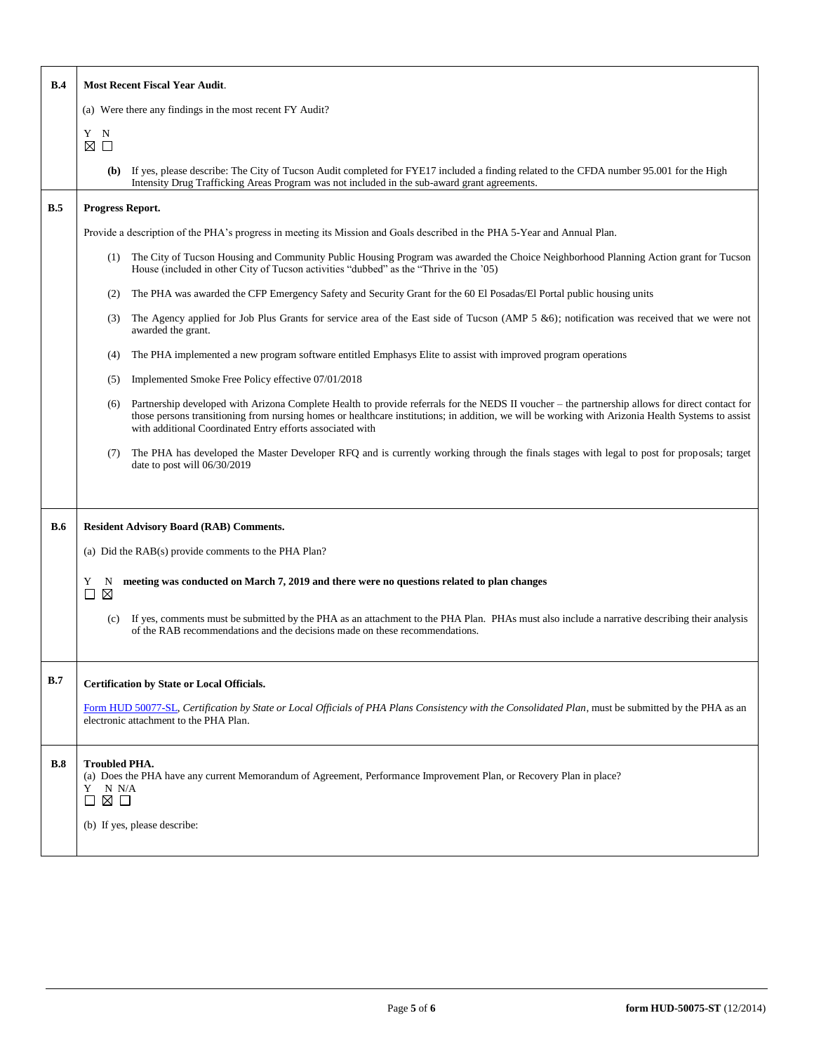| | |
|---|---|
| **B.4** | **Most Recent Fiscal Year Audit**.<br><br>(a) Were there any findings in the most recent FY Audit?<br><br>Y N<br>☒ ☐<br><br>**(b)** If yes, please describe: The City of Tucson Audit completed for FYE17 included a finding related to the CFDA number 95.001 for the High Intensity Drug Trafficking Areas Program was not included in the sub-award grant agreements. |
| **B.5** | **Progress Report.**<br><br>Provide a description of the PHA's progress in meeting its Mission and Goals described in the PHA 5-Year and Annual Plan.<br><br>(1) The City of Tucson Housing and Community Public Housing Program was awarded the Choice Neighborhood Planning Action grant for Tucson House (included in other City of Tucson activities "dubbed" as the "Thrive in the '05)<br><br>(2) The PHA was awarded the CFP Emergency Safety and Security Grant for the 60 El Posadas/El Portal public housing units<br><br>(3) The Agency applied for Job Plus Grants for service area of the East side of Tucson (AMP 5 &6); notification was received that we were not awarded the grant.<br><br>(4) The PHA implemented a new program software entitled Emphasys Elite to assist with improved program operations<br><br>(5) Implemented Smoke Free Policy effective 07/01/2018<br><br>(6) Partnership developed with Arizona Complete Health to provide referrals for the NEDS II voucher – the partnership allows for direct contact for those persons transitioning from nursing homes or healthcare institutions; in addition, we will be working with Arizona Health Systems to assist with additional Coordinated Entry efforts associated with<br><br>(7) The PHA has developed the Master Developer RFQ and is currently working through the finals stages with legal to post for proposals; target date to post will 06/30/2019 |
| **B.6** | **Resident Advisory Board (RAB) Comments.**<br><br>(a) Did the RAB(s) provide comments to the PHA Plan?<br><br>Y N **meeting was conducted on March 7, 2019 and there were no questions related to plan changes**<br>☐ ☒<br><br>(c) If yes, comments must be submitted by the PHA as an attachment to the PHA Plan. PHAs must also include a narrative describing their analysis of the RAB recommendations and the decisions made on these recommendations. |
| **B.7** | **Certification by State or Local Officials.**<br><br>Form HUD 50077-SL, *Certification by State or Local Officials of PHA Plans Consistency with the Consolidated Plan*, must be submitted by the PHA as an electronic attachment to the PHA Plan. |
| **B.8** | **Troubled PHA.**<br>(a) Does the PHA have any current Memorandum of Agreement, Performance Improvement Plan, or Recovery Plan in place?<br>Y N N/A<br>☐ ☒ ☐<br><br>(b) If yes, please describe: |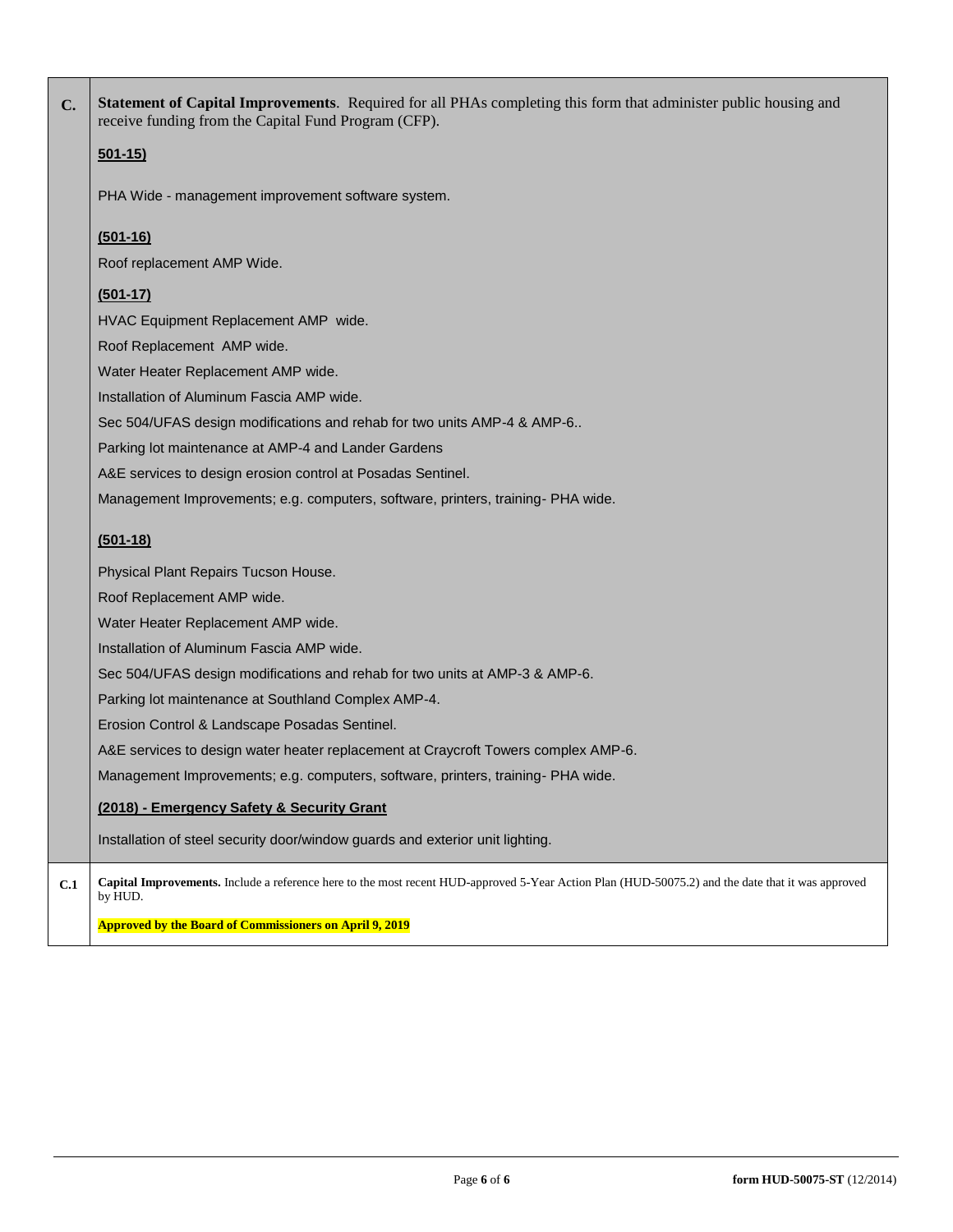**C.** **Statement of Capital Improvements**. Required for all PHAs completing this form that administer public housing and receive funding from the Capital Fund Program (CFP).

**501-15)**

PHA Wide - management improvement software system.

**(501-16)**

Roof replacement AMP Wide.

**(501-17)**

HVAC Equipment Replacement AMP wide.

Roof Replacement AMP wide.

Water Heater Replacement AMP wide.

Installation of Aluminum Fascia AMP wide.

Sec 504/UFAS design modifications and rehab for two units AMP-4 & AMP-6..

Parking lot maintenance at AMP-4 and Lander Gardens

A&E services to design erosion control at Posadas Sentinel.

Management Improvements; e.g. computers, software, printers, training- PHA wide.

**(501-18)**

Physical Plant Repairs Tucson House.

Roof Replacement AMP wide.

Water Heater Replacement AMP wide.

Installation of Aluminum Fascia AMP wide.

Sec 504/UFAS design modifications and rehab for two units at AMP-3 & AMP-6.

Parking lot maintenance at Southland Complex AMP-4.

Erosion Control & Landscape Posadas Sentinel.

A&E services to design water heater replacement at Craycroft Towers complex AMP-6.

Management Improvements; e.g. computers, software, printers, training- PHA wide.

**(2018) - Emergency Safety & Security Grant**

Installation of steel security door/window guards and exterior unit lighting.

**C.1** **Capital Improvements.** Include a reference here to the most recent HUD-approved 5-Year Action Plan (HUD-50075.2) and the date that it was approved by HUD.

**Approved by the Board of Commissioners on April 9, 2019**